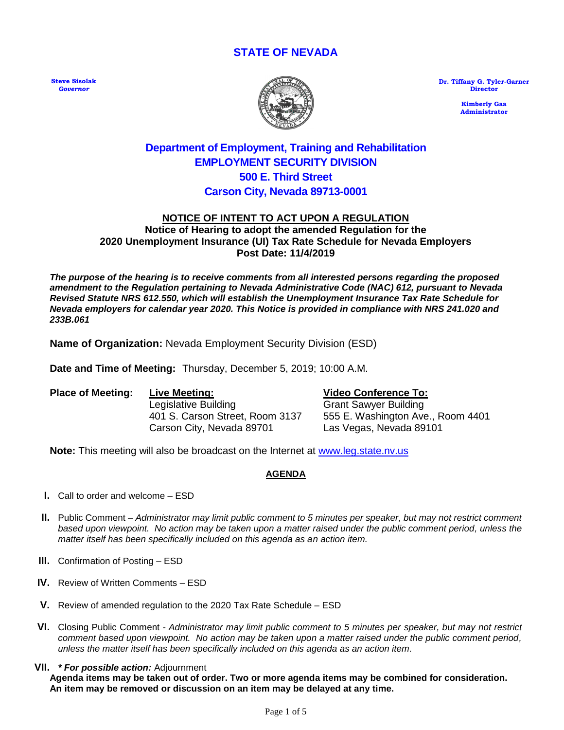# STATE OF NEVADA

**Steve Sisolak**
*Governor*

**Dr. Tiffany G. Tyler-Garner**
**Director**

**Kimberly Gaa**
**Administrator**

## Department of Employment, Training and Rehabilitation
## EMPLOYMENT SECURITY DIVISION
## 500 E. Third Street
## Carson City, Nevada 89713-0001

**NOTICE OF INTENT TO ACT UPON A REGULATION**
**Notice of Hearing to adopt the amended Regulation for the 2020 Unemployment Insurance (UI) Tax Rate Schedule for Nevada Employers**
**Post Date: 11/4/2019**

***The purpose of the hearing is to receive comments from all interested persons regarding the proposed amendment to the Regulation pertaining to Nevada Administrative Code (NAC) 612, pursuant to Nevada Revised Statute NRS 612.550, which will establish the Unemployment Insurance Tax Rate Schedule for Nevada employers for calendar year 2020. This Notice is provided in compliance with NRS 241.020 and 233B.061***

**Name of Organization:** Nevada Employment Security Division (ESD)

**Date and Time of Meeting:** Thursday, December 5, 2019; 10:00 A.M.

**Place of Meeting:**

| Live Meeting: | Video Conference To: |
|---|---|
| Legislative Building | Grant Sawyer Building |
| 401 S. Carson Street, Room 3137 | 555 E. Washington Ave., Room 4401 |
| Carson City, Nevada 89701 | Las Vegas, Nevada 89101 |

**Note:** This meeting will also be broadcast on the Internet at www.leg.state.nv.us

**AGENDA**

- **I.** Call to order and welcome – ESD
- **II.** Public Comment – *Administrator may limit public comment to 5 minutes per speaker, but may not restrict comment based upon viewpoint. No action may be taken upon a matter raised under the public comment period, unless the matter itself has been specifically included on this agenda as an action item.*
- **III.** Confirmation of Posting – ESD
- **IV.** Review of Written Comments – ESD
- **V.** Review of amended regulation to the 2020 Tax Rate Schedule – ESD
- **VI.** Closing Public Comment - *Administrator may limit public comment to 5 minutes per speaker, but may not restrict comment based upon viewpoint. No action may be taken upon a matter raised under the public comment period, unless the matter itself has been specifically included on this agenda as an action item.*
- **VII.** ***\* For possible action:*** Adjournment

**Agenda items may be taken out of order. Two or more agenda items may be combined for consideration. An item may be removed or discussion on an item may be delayed at any time.**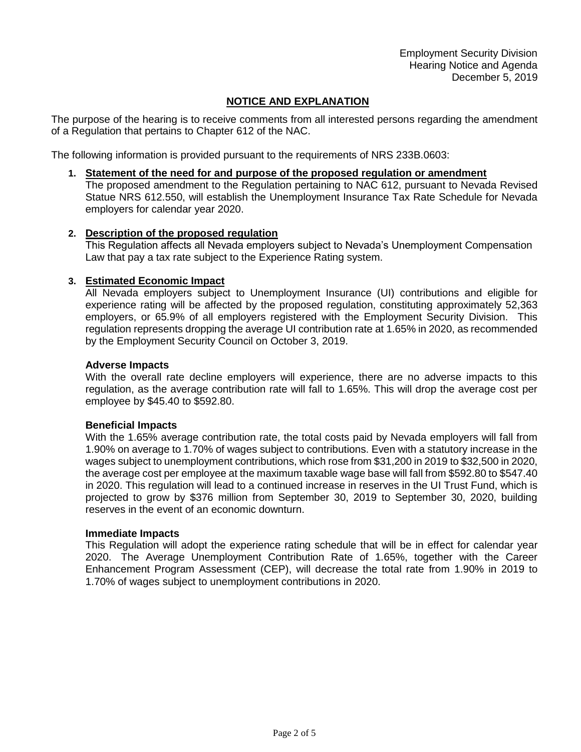Employment Security Division
Hearing Notice and Agenda
December 5, 2019

## NOTICE AND EXPLANATION

The purpose of the hearing is to receive comments from all interested persons regarding the amendment of a Regulation that pertains to Chapter 612 of the NAC.

The following information is provided pursuant to the requirements of NRS 233B.0603:

1. **Statement of the need for and purpose of the proposed regulation or amendment**
   The proposed amendment to the Regulation pertaining to NAC 612, pursuant to Nevada Revised Statue NRS 612.550, will establish the Unemployment Insurance Tax Rate Schedule for Nevada employers for calendar year 2020.

2. **Description of the proposed regulation**
   This Regulation affects all Nevada employers subject to Nevada's Unemployment Compensation Law that pay a tax rate subject to the Experience Rating system.

3. **Estimated Economic Impact**
   All Nevada employers subject to Unemployment Insurance (UI) contributions and eligible for experience rating will be affected by the proposed regulation, constituting approximately 52,363 employers, or 65.9% of all employers registered with the Employment Security Division. This regulation represents dropping the average UI contribution rate at 1.65% in 2020, as recommended by the Employment Security Council on October 3, 2019.

   **Adverse Impacts**
   With the overall rate decline employers will experience, there are no adverse impacts to this regulation, as the average contribution rate will fall to 1.65%. This will drop the average cost per employee by $45.40 to $592.80.

   **Beneficial Impacts**
   With the 1.65% average contribution rate, the total costs paid by Nevada employers will fall from 1.90% on average to 1.70% of wages subject to contributions. Even with a statutory increase in the wages subject to unemployment contributions, which rose from $31,200 in 2019 to $32,500 in 2020, the average cost per employee at the maximum taxable wage base will fall from $592.80 to $547.40 in 2020. This regulation will lead to a continued increase in reserves in the UI Trust Fund, which is projected to grow by $376 million from September 30, 2019 to September 30, 2020, building reserves in the event of an economic downturn.

   **Immediate Impacts**
   This Regulation will adopt the experience rating schedule that will be in effect for calendar year 2020. The Average Unemployment Contribution Rate of 1.65%, together with the Career Enhancement Program Assessment (CEP), will decrease the total rate from 1.90% in 2019 to 1.70% of wages subject to unemployment contributions in 2020.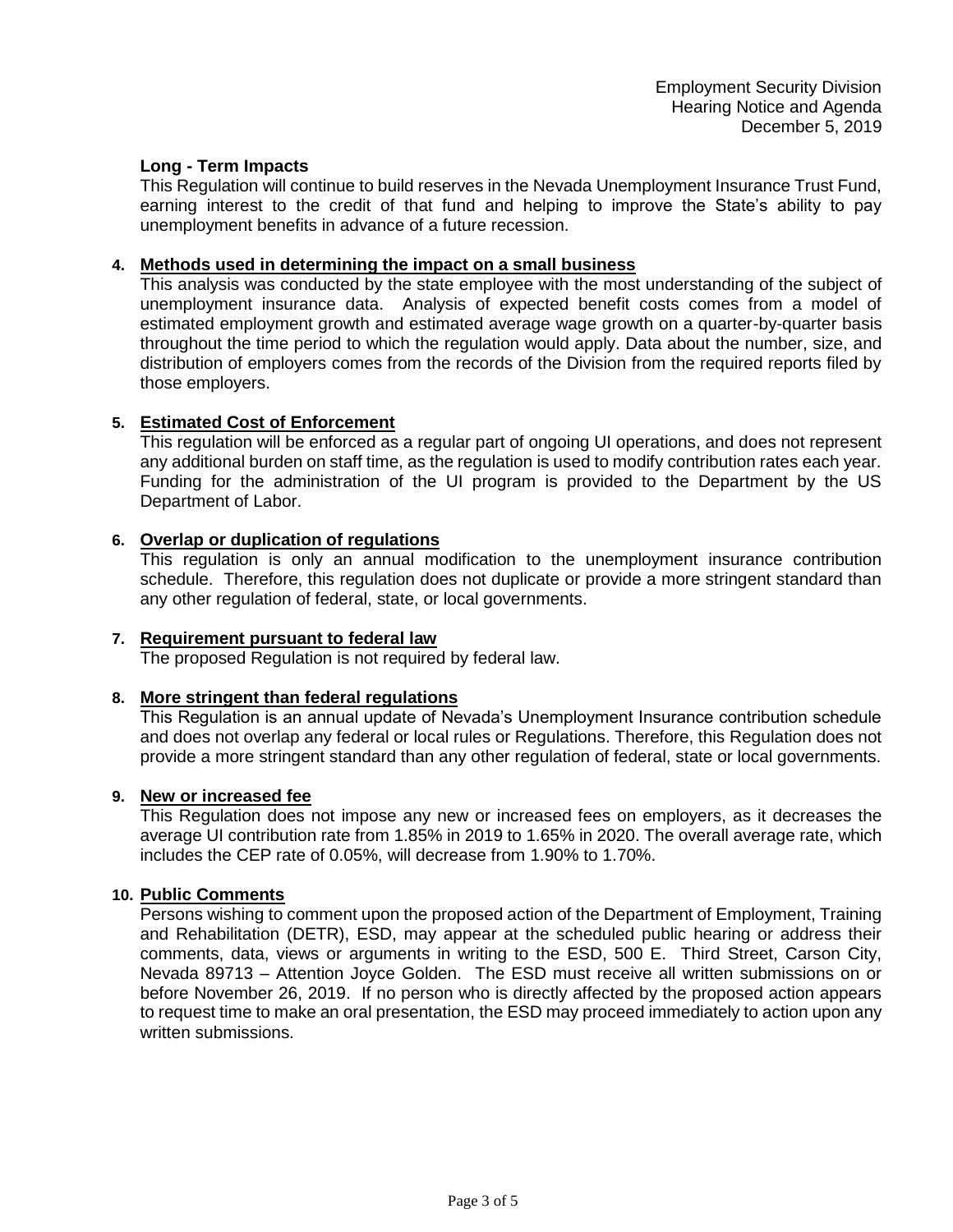**Long - Term Impacts**

This Regulation will continue to build reserves in the Nevada Unemployment Insurance Trust Fund, earning interest to the credit of that fund and helping to improve the State's ability to pay unemployment benefits in advance of a future recession.

4. **Methods used in determining the impact on a small business**

   This analysis was conducted by the state employee with the most understanding of the subject of unemployment insurance data. Analysis of expected benefit costs comes from a model of estimated employment growth and estimated average wage growth on a quarter-by-quarter basis throughout the time period to which the regulation would apply. Data about the number, size, and distribution of employers comes from the records of the Division from the required reports filed by those employers.

5. **Estimated Cost of Enforcement**

   This regulation will be enforced as a regular part of ongoing UI operations, and does not represent any additional burden on staff time, as the regulation is used to modify contribution rates each year. Funding for the administration of the UI program is provided to the Department by the US Department of Labor.

6. **Overlap or duplication of regulations**

   This regulation is only an annual modification to the unemployment insurance contribution schedule. Therefore, this regulation does not duplicate or provide a more stringent standard than any other regulation of federal, state, or local governments.

7. **Requirement pursuant to federal law**

   The proposed Regulation is not required by federal law.

8. **More stringent than federal regulations**

   This Regulation is an annual update of Nevada's Unemployment Insurance contribution schedule and does not overlap any federal or local rules or Regulations. Therefore, this Regulation does not provide a more stringent standard than any other regulation of federal, state or local governments.

9. **New or increased fee**

   This Regulation does not impose any new or increased fees on employers, as it decreases the average UI contribution rate from 1.85% in 2019 to 1.65% in 2020. The overall average rate, which includes the CEP rate of 0.05%, will decrease from 1.90% to 1.70%.

10. **Public Comments**

    Persons wishing to comment upon the proposed action of the Department of Employment, Training and Rehabilitation (DETR), ESD, may appear at the scheduled public hearing or address their comments, data, views or arguments in writing to the ESD, 500 E. Third Street, Carson City, Nevada 89713 – Attention Joyce Golden. The ESD must receive all written submissions on or before November 26, 2019. If no person who is directly affected by the proposed action appears to request time to make an oral presentation, the ESD may proceed immediately to action upon any written submissions.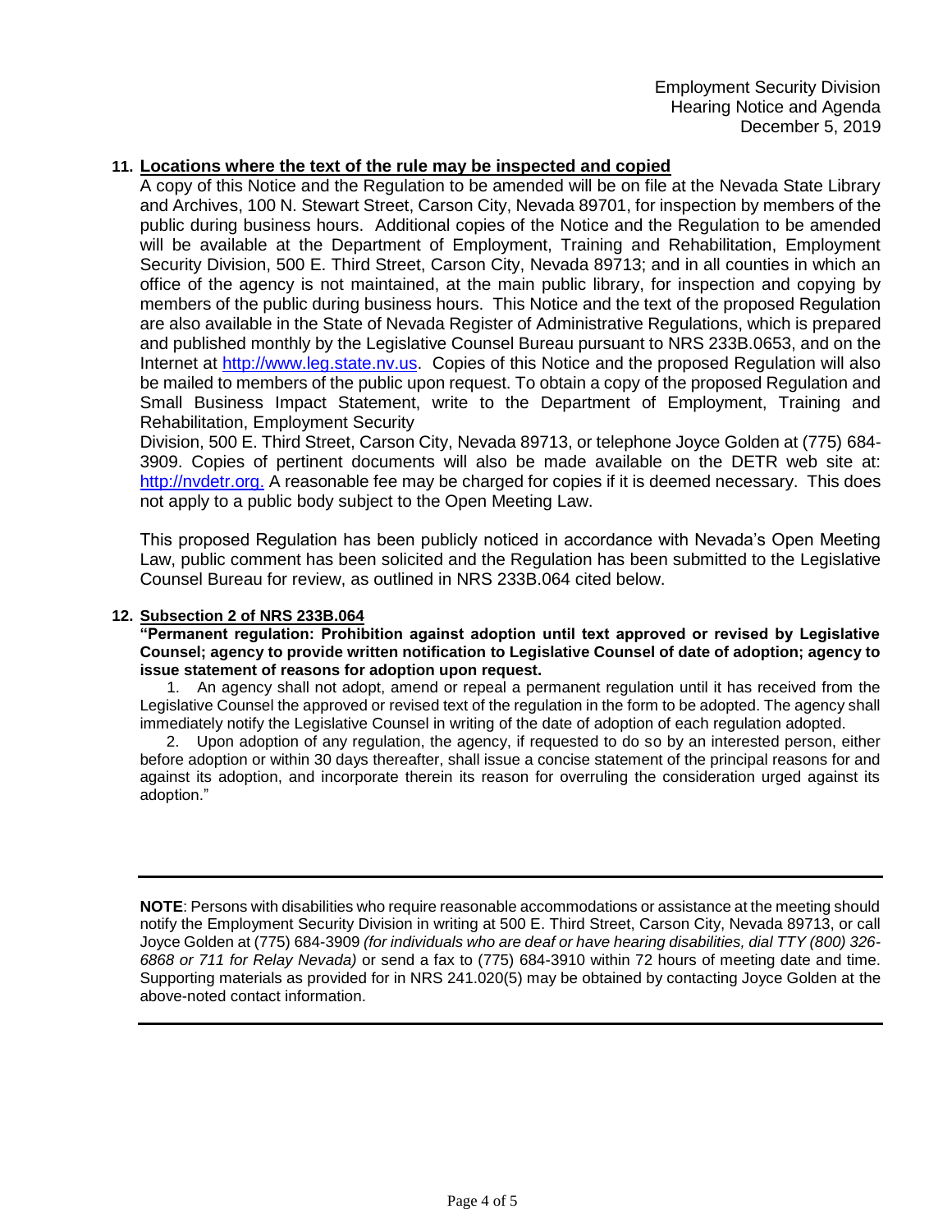**11. Locations where the text of the rule may be inspected and copied**

A copy of this Notice and the Regulation to be amended will be on file at the Nevada State Library and Archives, 100 N. Stewart Street, Carson City, Nevada 89701, for inspection by members of the public during business hours. Additional copies of the Notice and the Regulation to be amended will be available at the Department of Employment, Training and Rehabilitation, Employment Security Division, 500 E. Third Street, Carson City, Nevada 89713; and in all counties in which an office of the agency is not maintained, at the main public library, for inspection and copying by members of the public during business hours. This Notice and the text of the proposed Regulation are also available in the State of Nevada Register of Administrative Regulations, which is prepared and published monthly by the Legislative Counsel Bureau pursuant to NRS 233B.0653, and on the Internet at http://www.leg.state.nv.us. Copies of this Notice and the proposed Regulation will also be mailed to members of the public upon request. To obtain a copy of the proposed Regulation and Small Business Impact Statement, write to the Department of Employment, Training and Rehabilitation, Employment Security Division, 500 E. Third Street, Carson City, Nevada 89713, or telephone Joyce Golden at (775) 684-3909. Copies of pertinent documents will also be made available on the DETR web site at: http://nvdetr.org. A reasonable fee may be charged for copies if it is deemed necessary. This does not apply to a public body subject to the Open Meeting Law.

This proposed Regulation has been publicly noticed in accordance with Nevada's Open Meeting Law, public comment has been solicited and the Regulation has been submitted to the Legislative Counsel Bureau for review, as outlined in NRS 233B.064 cited below.

**12. Subsection 2 of NRS 233B.064**

**"Permanent regulation: Prohibition against adoption until text approved or revised by Legislative Counsel; agency to provide written notification to Legislative Counsel of date of adoption; agency to issue statement of reasons for adoption upon request.**

1. An agency shall not adopt, amend or repeal a permanent regulation until it has received from the Legislative Counsel the approved or revised text of the regulation in the form to be adopted. The agency shall immediately notify the Legislative Counsel in writing of the date of adoption of each regulation adopted.

2. Upon adoption of any regulation, the agency, if requested to do so by an interested person, either before adoption or within 30 days thereafter, shall issue a concise statement of the principal reasons for and against its adoption, and incorporate therein its reason for overruling the consideration urged against its adoption."

---

**NOTE**: Persons with disabilities who require reasonable accommodations or assistance at the meeting should notify the Employment Security Division in writing at 500 E. Third Street, Carson City, Nevada 89713, or call Joyce Golden at (775) 684-3909 *(for individuals who are deaf or have hearing disabilities, dial TTY (800) 326-6868 or 711 for Relay Nevada)* or send a fax to (775) 684-3910 within 72 hours of meeting date and time. Supporting materials as provided for in NRS 241.020(5) may be obtained by contacting Joyce Golden at the above-noted contact information.

---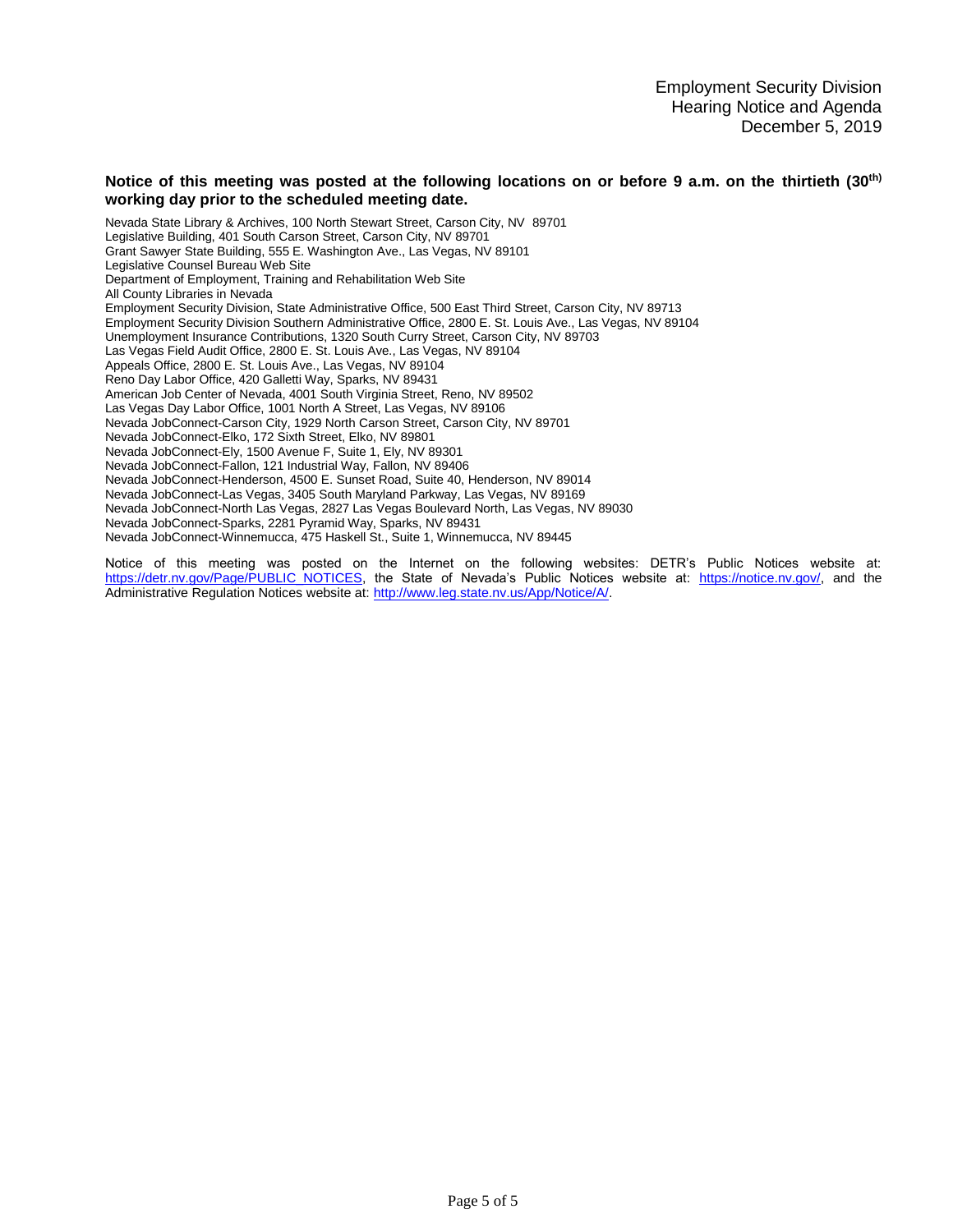**Notice of this meeting was posted at the following locations on or before 9 a.m. on the thirtieth (30th) working day prior to the scheduled meeting date.**

Nevada State Library & Archives, 100 North Stewart Street, Carson City, NV 89701
Legislative Building, 401 South Carson Street, Carson City, NV 89701
Grant Sawyer State Building, 555 E. Washington Ave., Las Vegas, NV 89101
Legislative Counsel Bureau Web Site
Department of Employment, Training and Rehabilitation Web Site
All County Libraries in Nevada
Employment Security Division, State Administrative Office, 500 East Third Street, Carson City, NV 89713
Employment Security Division Southern Administrative Office, 2800 E. St. Louis Ave., Las Vegas, NV 89104
Unemployment Insurance Contributions, 1320 South Curry Street, Carson City, NV 89703
Las Vegas Field Audit Office, 2800 E. St. Louis Ave., Las Vegas, NV 89104
Appeals Office, 2800 E. St. Louis Ave., Las Vegas, NV 89104
Reno Day Labor Office, 420 Galletti Way, Sparks, NV 89431
American Job Center of Nevada, 4001 South Virginia Street, Reno, NV 89502
Las Vegas Day Labor Office, 1001 North A Street, Las Vegas, NV 89106
Nevada JobConnect-Carson City, 1929 North Carson Street, Carson City, NV 89701
Nevada JobConnect-Elko, 172 Sixth Street, Elko, NV 89801
Nevada JobConnect-Ely, 1500 Avenue F, Suite 1, Ely, NV 89301
Nevada JobConnect-Fallon, 121 Industrial Way, Fallon, NV 89406
Nevada JobConnect-Henderson, 4500 E. Sunset Road, Suite 40, Henderson, NV 89014
Nevada JobConnect-Las Vegas, 3405 South Maryland Parkway, Las Vegas, NV 89169
Nevada JobConnect-North Las Vegas, 2827 Las Vegas Boulevard North, Las Vegas, NV 89030
Nevada JobConnect-Sparks, 2281 Pyramid Way, Sparks, NV 89431
Nevada JobConnect-Winnemucca, 475 Haskell St., Suite 1, Winnemucca, NV 89445

Notice of this meeting was posted on the Internet on the following websites: DETR's Public Notices website at: https://detr.nv.gov/Page/PUBLIC_NOTICES, the State of Nevada's Public Notices website at: https://notice.nv.gov/, and the Administrative Regulation Notices website at: http://www.leg.state.nv.us/App/Notice/A/.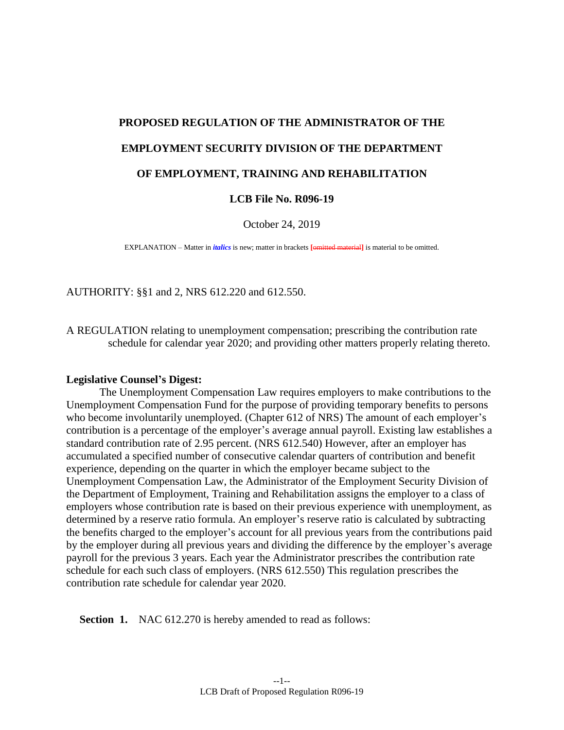**PROPOSED REGULATION OF THE ADMINISTRATOR OF THE**

**EMPLOYMENT SECURITY DIVISION OF THE DEPARTMENT**

**OF EMPLOYMENT, TRAINING AND REHABILITATION**

**LCB File No. R096-19**

October 24, 2019

EXPLANATION – Matter in ***italics*** is new; matter in brackets **[~~omitted material~~]** is material to be omitted.

AUTHORITY: §§1 and 2, NRS 612.220 and 612.550.

A REGULATION relating to unemployment compensation; prescribing the contribution rate schedule for calendar year 2020; and providing other matters properly relating thereto.

**Legislative Counsel's Digest:**

The Unemployment Compensation Law requires employers to make contributions to the Unemployment Compensation Fund for the purpose of providing temporary benefits to persons who become involuntarily unemployed. (Chapter 612 of NRS) The amount of each employer's contribution is a percentage of the employer's average annual payroll. Existing law establishes a standard contribution rate of 2.95 percent. (NRS 612.540) However, after an employer has accumulated a specified number of consecutive calendar quarters of contribution and benefit experience, depending on the quarter in which the employer became subject to the Unemployment Compensation Law, the Administrator of the Employment Security Division of the Department of Employment, Training and Rehabilitation assigns the employer to a class of employers whose contribution rate is based on their previous experience with unemployment, as determined by a reserve ratio formula. An employer's reserve ratio is calculated by subtracting the benefits charged to the employer's account for all previous years from the contributions paid by the employer during all previous years and dividing the difference by the employer's average payroll for the previous 3 years. Each year the Administrator prescribes the contribution rate schedule for each such class of employers. (NRS 612.550) This regulation prescribes the contribution rate schedule for calendar year 2020.

**Section 1.** NAC 612.270 is hereby amended to read as follows: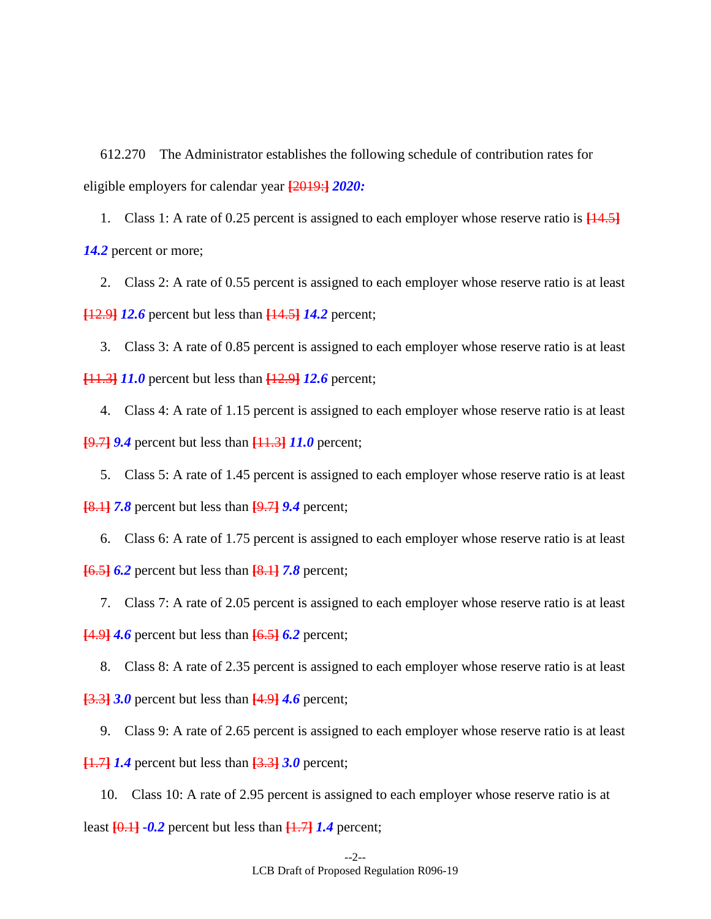612.270 The Administrator establishes the following schedule of contribution rates for eligible employers for calendar year ~~[2019:]~~ ***2020:***

1. Class 1: A rate of 0.25 percent is assigned to each employer whose reserve ratio is ~~[14.5]~~ ***14.2*** percent or more;

2. Class 2: A rate of 0.55 percent is assigned to each employer whose reserve ratio is at least ~~[12.9]~~ ***12.6*** percent but less than ~~[14.5]~~ ***14.2*** percent;

3. Class 3: A rate of 0.85 percent is assigned to each employer whose reserve ratio is at least ~~[11.3]~~ ***11.0*** percent but less than ~~[12.9]~~ ***12.6*** percent;

4. Class 4: A rate of 1.15 percent is assigned to each employer whose reserve ratio is at least ~~[9.7]~~ ***9.4*** percent but less than ~~[11.3]~~ ***11.0*** percent;

5. Class 5: A rate of 1.45 percent is assigned to each employer whose reserve ratio is at least ~~[8.1]~~ ***7.8*** percent but less than ~~[9.7]~~ ***9.4*** percent;

6. Class 6: A rate of 1.75 percent is assigned to each employer whose reserve ratio is at least ~~[6.5]~~ ***6.2*** percent but less than ~~[8.1]~~ ***7.8*** percent;

7. Class 7: A rate of 2.05 percent is assigned to each employer whose reserve ratio is at least ~~[4.9]~~ ***4.6*** percent but less than ~~[6.5]~~ ***6.2*** percent;

8. Class 8: A rate of 2.35 percent is assigned to each employer whose reserve ratio is at least ~~[3.3]~~ ***3.0*** percent but less than ~~[4.9]~~ ***4.6*** percent;

9. Class 9: A rate of 2.65 percent is assigned to each employer whose reserve ratio is at least ~~[1.7]~~ ***1.4*** percent but less than ~~[3.3]~~ ***3.0*** percent;

10. Class 10: A rate of 2.95 percent is assigned to each employer whose reserve ratio is at least ~~[0.1]~~ ***-0.2*** percent but less than ~~[1.7]~~ ***1.4*** percent;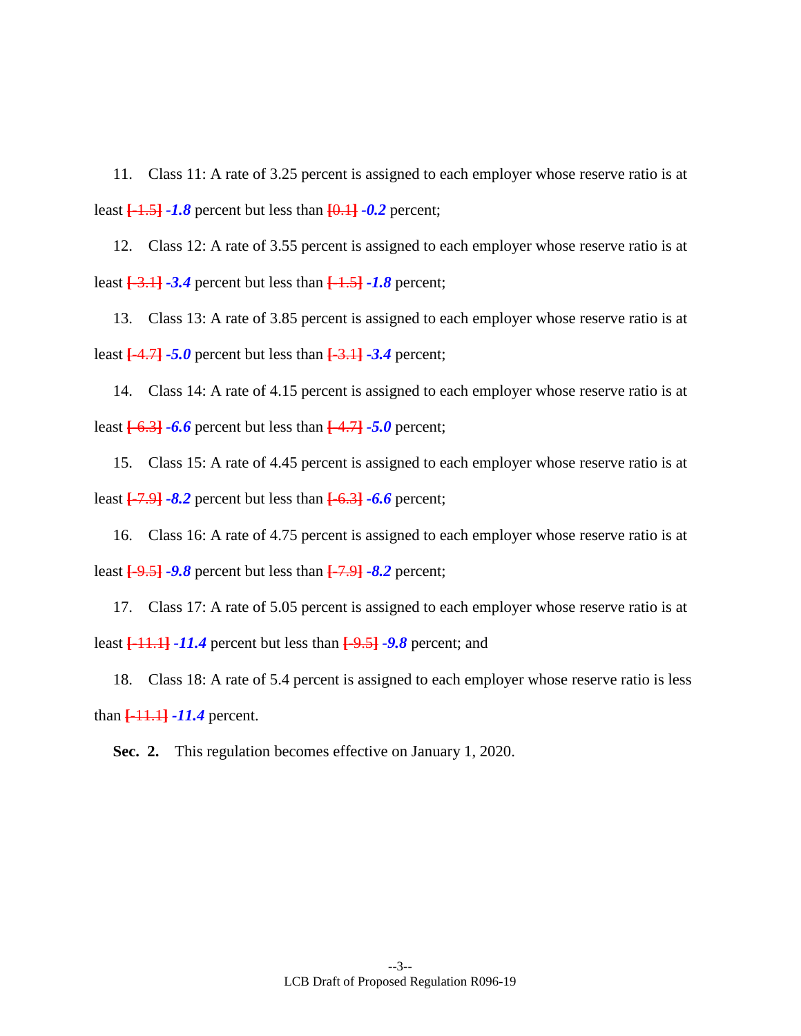11. Class 11: A rate of 3.25 percent is assigned to each employer whose reserve ratio is at least ~~[-1.5]~~ ***-1.8*** percent but less than ~~[0.1]~~ ***-0.2*** percent;

12. Class 12: A rate of 3.55 percent is assigned to each employer whose reserve ratio is at least ~~[-3.1]~~ ***-3.4*** percent but less than ~~[-1.5]~~ ***-1.8*** percent;

13. Class 13: A rate of 3.85 percent is assigned to each employer whose reserve ratio is at least ~~[-4.7]~~ ***-5.0*** percent but less than ~~[-3.1]~~ ***-3.4*** percent;

14. Class 14: A rate of 4.15 percent is assigned to each employer whose reserve ratio is at least ~~[-6.3]~~ ***-6.6*** percent but less than ~~[-4.7]~~ ***-5.0*** percent;

15. Class 15: A rate of 4.45 percent is assigned to each employer whose reserve ratio is at least ~~[-7.9]~~ ***-8.2*** percent but less than ~~[-6.3]~~ ***-6.6*** percent;

16. Class 16: A rate of 4.75 percent is assigned to each employer whose reserve ratio is at least ~~[-9.5]~~ ***-9.8*** percent but less than ~~[-7.9]~~ ***-8.2*** percent;

17. Class 17: A rate of 5.05 percent is assigned to each employer whose reserve ratio is at least ~~[-11.1]~~ ***-11.4*** percent but less than ~~[-9.5]~~ ***-9.8*** percent; and

18. Class 18: A rate of 5.4 percent is assigned to each employer whose reserve ratio is less than ~~[-11.1]~~ ***-11.4*** percent.

**Sec. 2.** This regulation becomes effective on January 1, 2020.